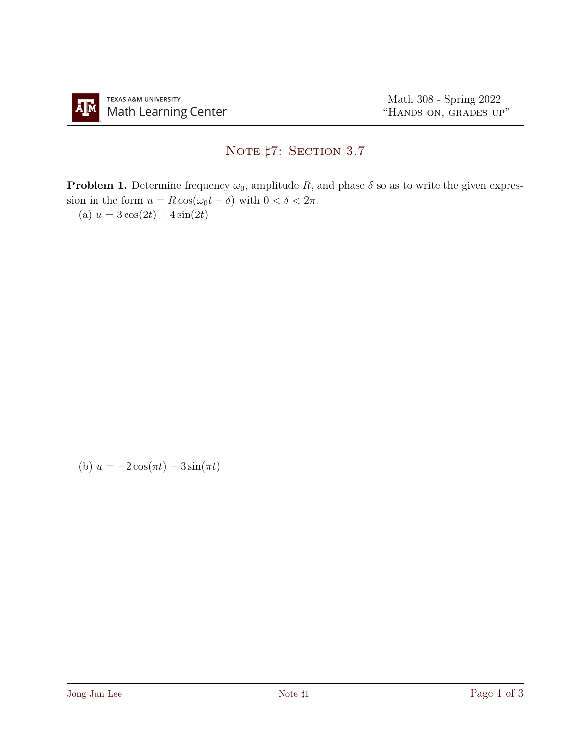# Note ♯7: Section 3.7

**Problem 1.** Determine frequency $\omega_0$, amplitude $R$, and phase $\delta$ so as to write the given expression in the form $u = R\cos(\omega_0 t - \delta)$ with $0 < \delta < 2\pi$.

(a) $u = 3\cos(2t) + 4\sin(2t)$

(b) $u = -2\cos(\pi t) - 3\sin(\pi t)$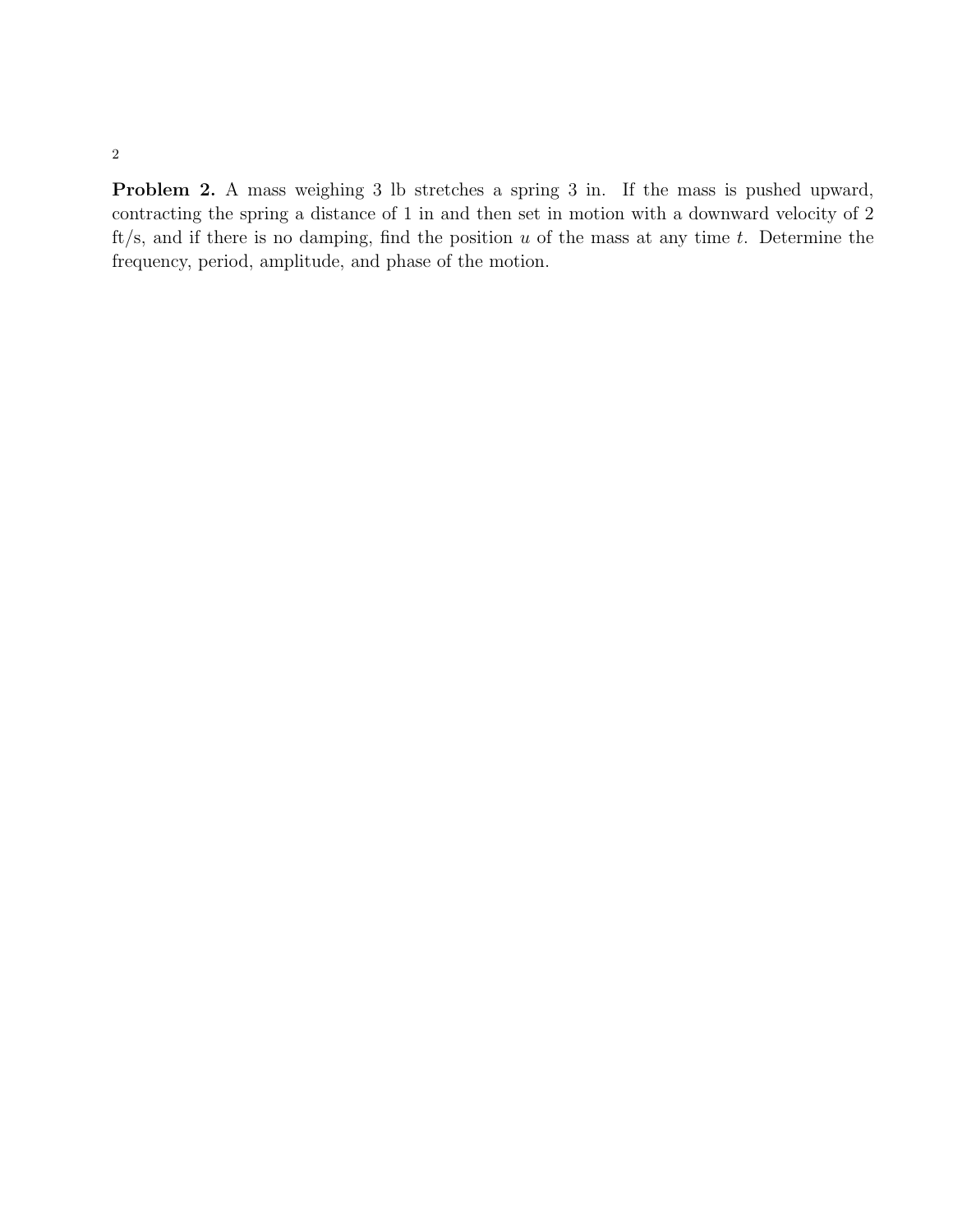**Problem 2.** A mass weighing 3 lb stretches a spring 3 in. If the mass is pushed upward, contracting the spring a distance of 1 in and then set in motion with a downward velocity of 2 ft/s, and if there is no damping, find the position $u$ of the mass at any time $t$. Determine the frequency, period, amplitude, and phase of the motion.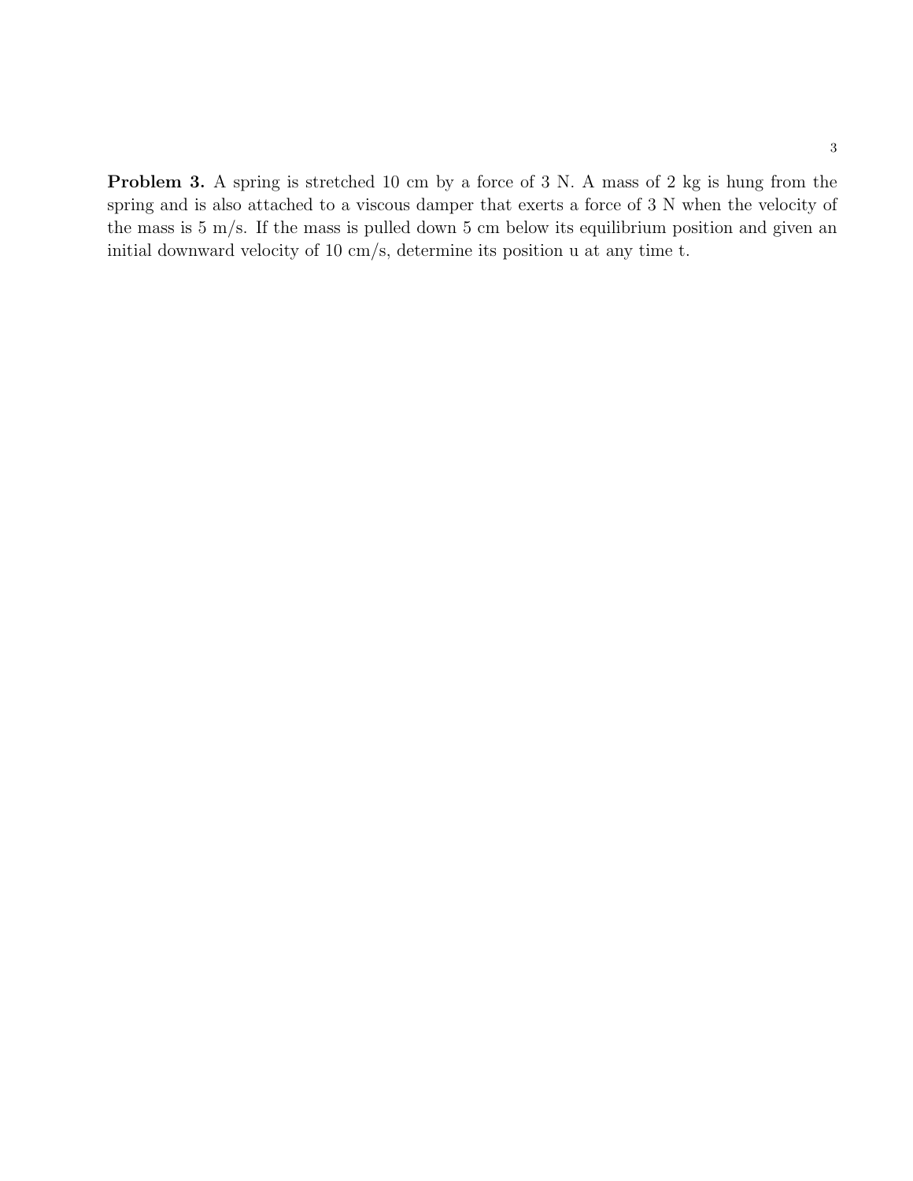**Problem 3.** A spring is stretched 10 cm by a force of 3 N. A mass of 2 kg is hung from the spring and is also attached to a viscous damper that exerts a force of 3 N when the velocity of the mass is 5 m/s. If the mass is pulled down 5 cm below its equilibrium position and given an initial downward velocity of 10 cm/s, determine its position u at any time t.